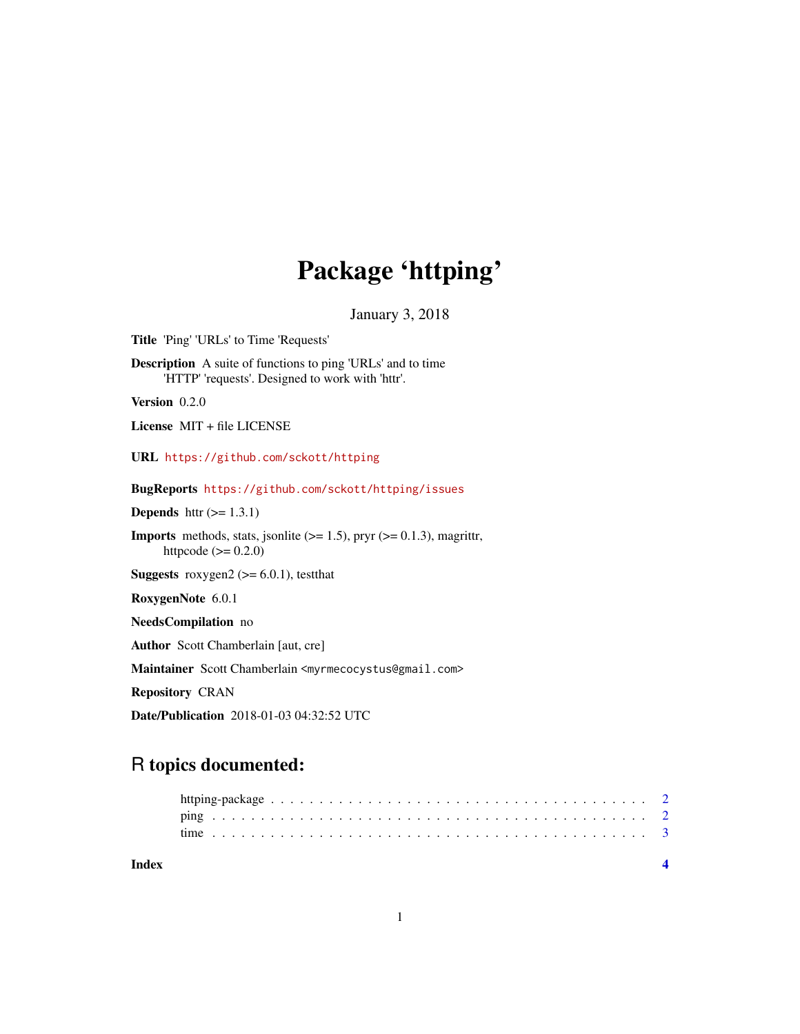# Package 'httping'

January 3, 2018

**Title** 'Ping' 'URLs' to Time 'Requests'

**Description** A suite of functions to ping 'URLs' and to time 'HTTP' 'requests'. Designed to work with 'httr'.

**Version** 0.2.0

**License** MIT + file LICENSE

**URL** https://github.com/sckott/httping

**BugReports** https://github.com/sckott/httping/issues

**Depends** httr (>= 1.3.1)

**Imports** methods, stats, jsonlite (>= 1.5), pryr (>= 0.1.3), magrittr, httpcode (>= 0.2.0)

**Suggests** roxygen2 (>= 6.0.1), testthat

**RoxygenNote** 6.0.1

**NeedsCompilation** no

**Author** Scott Chamberlain [aut, cre]

**Maintainer** Scott Chamberlain <myrmecocystus@gmail.com>

**Repository** CRAN

**Date/Publication** 2018-01-03 04:32:52 UTC

## R topics documented:

- httping-package . . . . . . . . . . . . . . . . . . . . . . . . . . . . . . . . . . . . 2
- ping . . . . . . . . . . . . . . . . . . . . . . . . . . . . . . . . . . . . . . . . . 2
- time . . . . . . . . . . . . . . . . . . . . . . . . . . . . . . . . . . . . . . . . . 3

**Index** **4**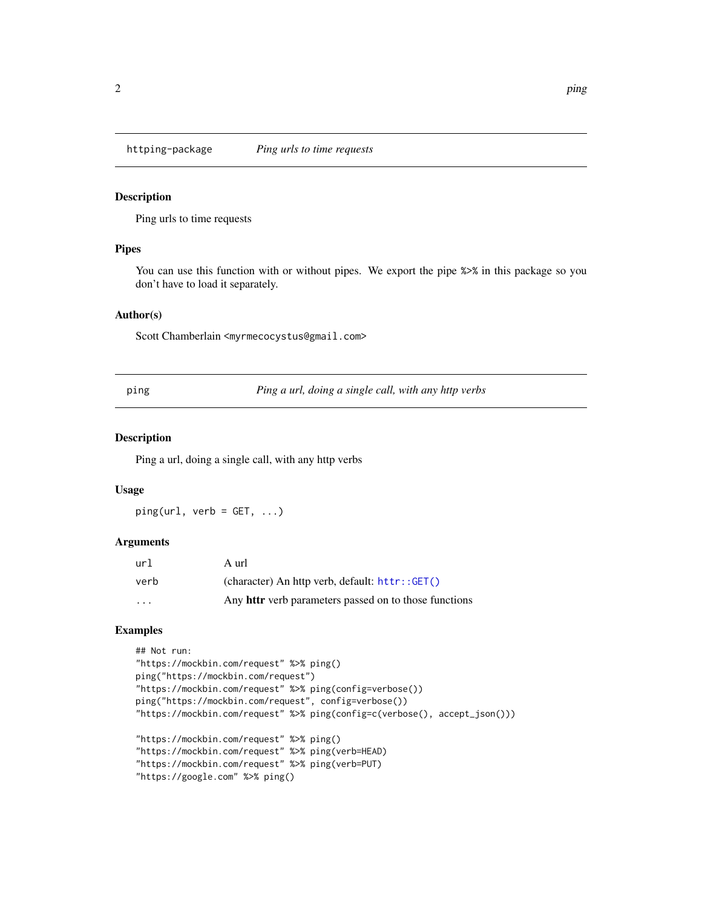## httping-package *Ping urls to time requests*

### Description

Ping urls to time requests

### Pipes

You can use this function with or without pipes. We export the pipe `%>%` in this package so you don't have to load it separately.

### Author(s)

Scott Chamberlain <myrmecocystus@gmail.com>

## ping *Ping a url, doing a single call, with any http verbs*

### Description

Ping a url, doing a single call, with any http verbs

### Usage

```
ping(url, verb = GET, ...)
```

### Arguments

| | |
|---|---|
| `url` | A url |
| `verb` | (character) An http verb, default: `httr::GET()` |
| `...` | Any **httr** verb parameters passed on to those functions |

### Examples

```
## Not run:
"https://mockbin.com/request" %>% ping()
ping("https://mockbin.com/request")
"https://mockbin.com/request" %>% ping(config=verbose())
ping("https://mockbin.com/request", config=verbose())
"https://mockbin.com/request" %>% ping(config=c(verbose(), accept_json()))

"https://mockbin.com/request" %>% ping()
"https://mockbin.com/request" %>% ping(verb=HEAD)
"https://mockbin.com/request" %>% ping(verb=PUT)
"https://google.com" %>% ping()
```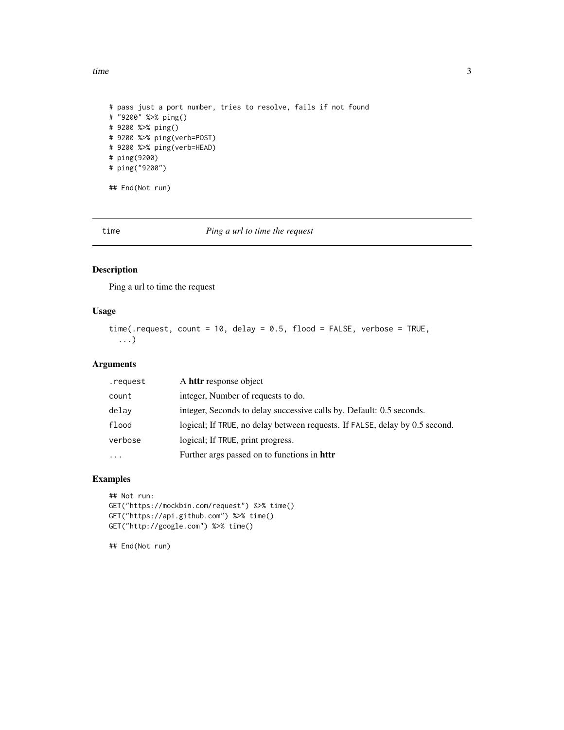```
# pass just a port number, tries to resolve, fails if not found
# "9200" %>% ping()
# 9200 %>% ping()
# 9200 %>% ping(verb=POST)
# 9200 %>% ping(verb=HEAD)
# ping(9200)
# ping("9200")

## End(Not run)
```

---

## `time` — *Ping a url to time the request*

---

### Description

Ping a url to time the request

### Usage

```
time(.request, count = 10, delay = 0.5, flood = FALSE, verbose = TRUE,
  ...)
```

### Arguments

| | |
|---|---|
| `.request` | A **httr** response object |
| `count` | integer, Number of requests to do. |
| `delay` | integer, Seconds to delay successive calls by. Default: 0.5 seconds. |
| `flood` | logical; If `TRUE`, no delay between requests. If `FALSE`, delay by 0.5 second. |
| `verbose` | logical; If `TRUE`, print progress. |
| `...` | Further args passed on to functions in **httr** |

### Examples

```
## Not run:
GET("https://mockbin.com/request") %>% time()
GET("https://api.github.com") %>% time()
GET("http://google.com") %>% time()

## End(Not run)
```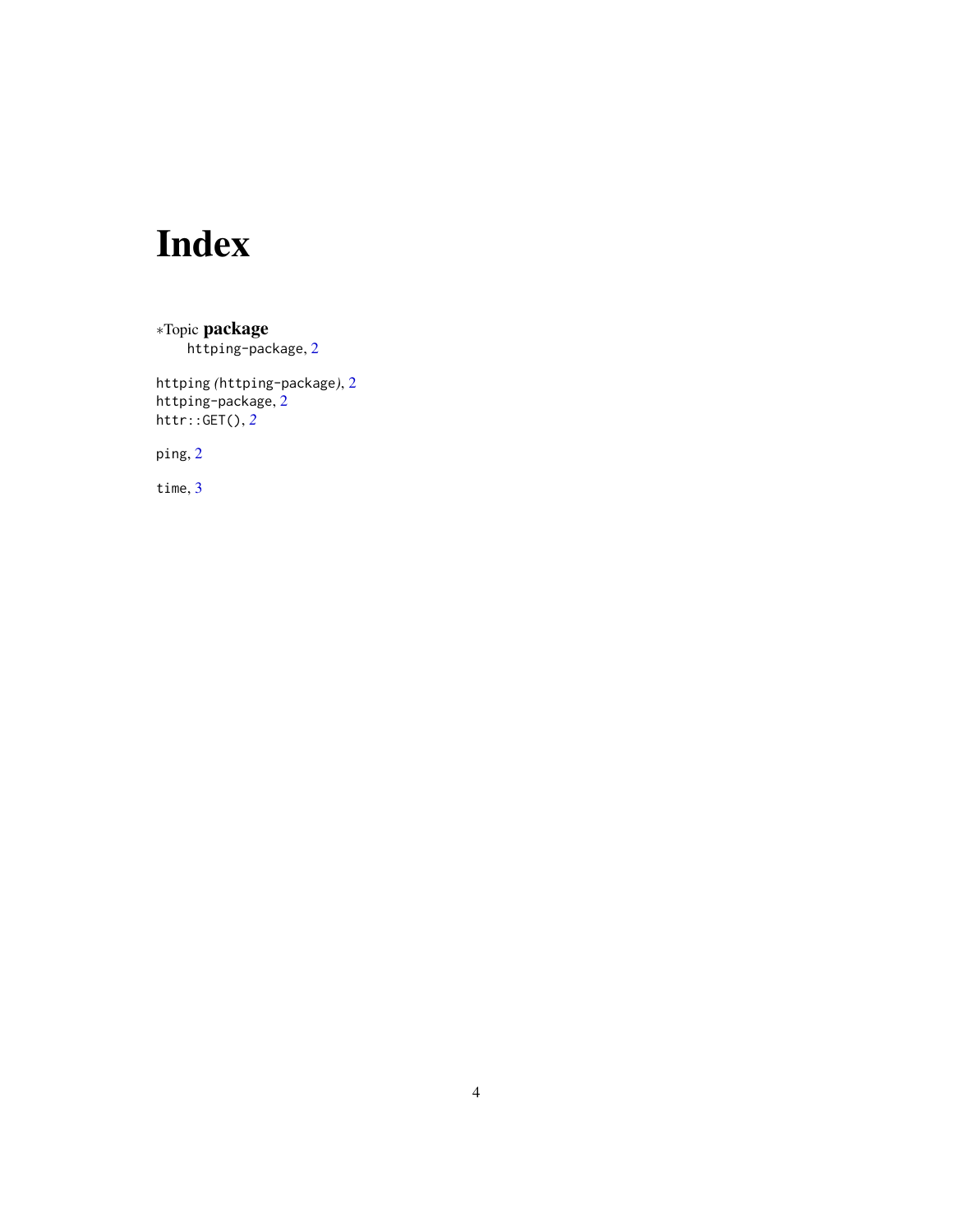# Index

*Topic **package**
    httping-package, 2

httping (httping-package), 2
httping-package, 2
httr::GET(), *2*

ping, 2

time, 3